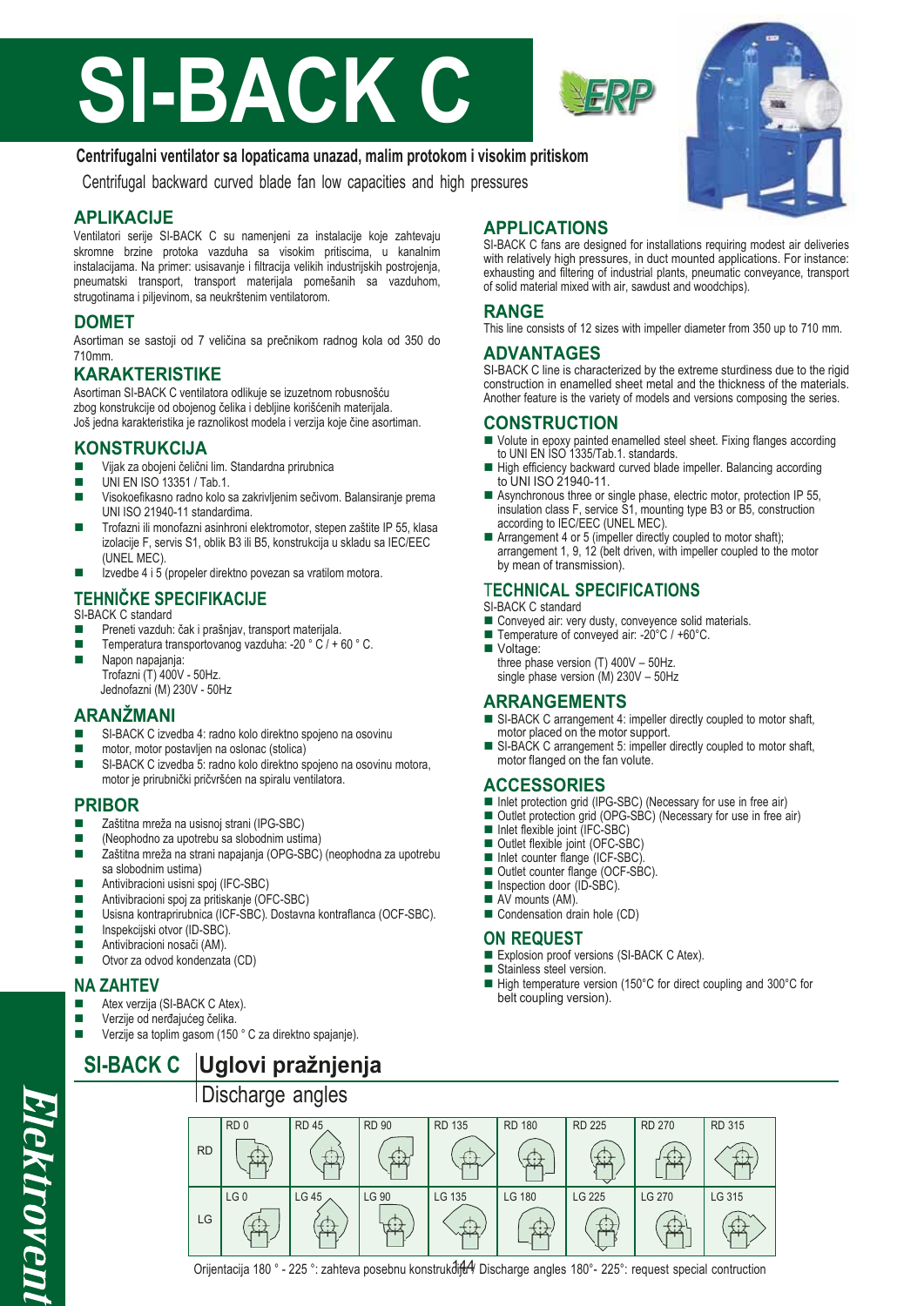# SI-BACK C

**Centrifugalni ventilator sa lopaticama unazad, malim protokom i visokim pritiskom**

Centrifugal backward curved blade fan low capacities and high pressures

## APLIKACIJE

Ventilatori serije SI-BACK C su namenjeni za instalacije koje zahtevaju skromne brzine protoka vazduha sa visokim pritiscima, u kanalnim instalacijama. Na primer: usisavanje i filtracija velikih industrijskih postrojenja, pneumatski transport, transport materijala pomešanih sa vazduhom, strugotinama i piljevinom, sa neukrštenim ventilatorom.

## DOMET

Asortiman se sastoji od 7 veličina sa prečnikom radnog kola od 350 do 710mm.

## KARAKTERISTIKE

Asortiman SI-BACK C ventilatora odlikuje se izuzetnom robusnošću zbog konstrukcije od obojenog čelika i debljine korišćenih materijala. Još jedna karakteristika je raznolikost modela i verzija koje čine asortiman.

## KONSTRUKCIJA

- Vijak za obojeni čelični lim. Standardna prirubnica
- UNI EN ISO 13351 / Tab.1.
- Visokoefikasno radno kolo sa zakrivljenim sečivom. Balansiranje prema UNI ISO 21940-11 standardima.
- Trofazni ili monofazni asinhroni elektromotor, stepen zaštite IP 55, klasa izolacije F, servis S1, oblik B3 ili B5, konstrukcija u skladu sa IEC/EEC (UNEL MEC).
- Izvedbe 4 i 5 (propeler direktno povezan sa vratilom motora.

## TEHNIČKE SPECIFIKACIJE

SI-BACK C standard

- Preneti vazduh: čak i prašnjav, transport materijala.
- Temperatura transportovanog vazduha: -20 ° C / + 60 ° C.
- Napon napajanja:
  Trofazni (T) 400V - 50Hz.
  Jednofazni (M) 230V - 50Hz

## ARANŽMANI

- SI-BACK C izvedba 4: radno kolo direktno spojeno na osovinu
- motor, motor postavljen na oslonac (stolica)
- SI-BACK C izvedba 5: radno kolo direktno spojeno na osovinu motora, motor je prirubnički pričvršćen na spiralu ventilatora.

## PRIBOR

- Zaštitna mreža na usisnoj strani (IPG-SBC)
- (Neophodno za upotrebu sa slobodnim ustima)
- Zaštitna mreža na strani napajanja (OPG-SBC) (neophodna za upotrebu sa slobodnim ustima)
- Antivibracioni usisni spoj (IFC-SBC)
- Antivibracioni spoj za pritiskanje (OFC-SBC)
- Usisna kontraprirubnica (ICF-SBC). Dostavna kontraflanca (OCF-SBC).
- Inspekcijski otvor (ID-SBC).
- Antivibracioni nosači (AM).
- Otvor za odvod kondenzata (CD)

## NA ZAHTEV

- Atex verzija (SI-BACK C Atex).
- Verzije od nerđajućeg čelika.
- Verzije sa toplim gasom (150 ° C za direktno spajanje).

## APPLICATIONS

SI-BACK C fans are designed for installations requiring modest air deliveries with relatively high pressures, in duct mounted applications. For instance: exhausting and filtering of industrial plants, pneumatic conveyance, transport of solid material mixed with air, sawdust and woodchips).

## RANGE

This line consists of 12 sizes with impeller diameter from 350 up to 710 mm.

## ADVANTAGES

SI-BACK C line is characterized by the extreme sturdiness due to the rigid construction in enamelled sheet metal and the thickness of the materials. Another feature is the variety of models and versions composing the series.

## CONSTRUCTION

- Volute in epoxy painted enamelled steel sheet. Fixing flanges according to UNI EN ISO 1335/Tab.1. standards.
- High efficiency backward curved blade impeller. Balancing according to UNI ISO 21940-11.
- Asynchronous three or single phase, electric motor, protection IP 55, insulation class F, service S1, mounting type B3 or B5, construction according to IEC/EEC (UNEL MEC).
- Arrangement 4 or 5 (impeller directly coupled to motor shaft); arrangement 1, 9, 12 (belt driven, with impeller coupled to the motor by mean of transmission).

## TECHNICAL SPECIFICATIONS

SI-BACK C standard

- Conveyed air: very dusty, conveyence solid materials.
- Temperature of conveyed air: -20°C / +60°C.
- Voltage:
  three phase version (T) 400V – 50Hz.
  single phase version (M) 230V – 50Hz

## ARRANGEMENTS

- SI-BACK C arrangement 4: impeller directly coupled to motor shaft, motor placed on the motor support.
- SI-BACK C arrangement 5: impeller directly coupled to motor shaft, motor flanged on the fan volute.

## ACCESSORIES

- Inlet protection grid (IPG-SBC) (Necessary for use in free air)
- Outlet protection grid (OPG-SBC) (Necessary for use in free air)
- Inlet flexible joint (IFC-SBC)
- Outlet flexible joint (OFC-SBC)
- Inlet counter flange (ICF-SBC).
- Outlet counter flange (OCF-SBC).
- Inspection door (ID-SBC).
- AV mounts (AM).
- Condensation drain hole (CD)

## ON REQUEST

- Explosion proof versions (SI-BACK C Atex).
- Stainless steel version.
- High temperature version (150°C for direct coupling and 300°C for belt coupling version).

## SI-BACK C Uglovi pražnjenja

Discharge angles

| | | | | | | | | |
|---|---|---|---|---|---|---|---|---|
| RD | RD 0 | RD 45 | RD 90 | RD 135 | RD 180 | RD 225 | RD 270 | RD 315 |
| LG | LG 0 | LG 45 | LG 90 | LG 135 | LG 180 | LG 225 | LG 270 | LG 315 |

Orijentacija 180 ° - 225 °: zahteva posebnu konstrukciju / Discharge angles 180°- 225°: request special contruction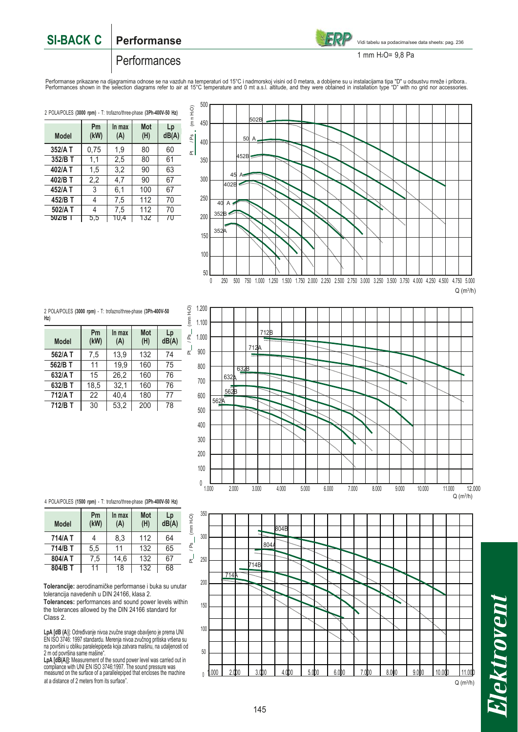# SI-BACK C

## Performanse

## Performances

Vidi tabelu sa podacima/see data sheets: pag. 236

1 mm $H_2O$= 9,8 Pa

Performanse prikazane na dijagramima odnose se na vazduh na temperaturi od 15°C i nadmorskoj visini od 0 metara, a dobijene su u instalacijama tipa "D" u odsustvu mreže i pribora..
Performances shown in the selection diagrams refer to air at 15°C temperature and 0 mt a.s.l. altitude, and they were obtained in installation type "D" with no grid nor accessories.

2 POLA/POLES **(3000 rpm)** - T: trofazno/three-phase **(3Ph-400V-50 Hz)**

| Model | Pm (kW) | In max (A) | Mot (H) | Lp dB(A) |
|---|---|---|---|---|
| 352/A T | 0,75 | 1,9 | 80 | 60 |
| 352/B T | 1,1 | 2,5 | 80 | 61 |
| 402/A T | 1,5 | 3,2 | 90 | 63 |
| 402/B T | 2,2 | 4,7 | 90 | 67 |
| 452/A T | 3 | 6,1 | 100 | 67 |
| 452/B T | 4 | 7,5 | 112 | 70 |
| 502/A T | 4 | 7,5 | 112 | 70 |
| 502/B T | 5,5 | 10,4 | 132 | 70 |

2 POLA/POLES **(3000 rpm)** - T: trofazno/three-phase **(3Ph-400V-50 Hz)**

| Model | Pm (kW) | In max (A) | Mot (H) | Lp dB(A) |
|---|---|---|---|---|
| 562/A T | 7,5 | 13,9 | 132 | 74 |
| 562/B T | 11 | 19,9 | 160 | 75 |
| 632/A T | 15 | 26,2 | 160 | 76 |
| 632/B T | 18,5 | 32,1 | 160 | 76 |
| 712/A T | 22 | 40,4 | 180 | 77 |
| 712/B T | 30 | 53,2 | 200 | 78 |

4 POLA/POLES **(1500 rpm)** - T: trofazno/three-phase **(3Ph-400V-50 Hz)**

| Model | Pm (kW) | In max (A) | Mot (H) | Lp dB(A) |
|---|---|---|---|---|
| 714/A T | 4 | 8,3 | 112 | 64 |
| 714/B T | 5,5 | 11 | 132 | 65 |
| 804/A T | 7,5 | 14,6 | 132 | 67 |
| 804/B T | 11 | 18 | 132 | 68 |

**Tolerancije:** aerodinamičke performanse i buka su unutar tolerancija navedenih u DIN 24166, klasa 2.
**Tolerances:** performances and sound power levels within the tolerances allowed by the DIN 24166 standard for Class 2.

**LpA [dB (A)]**: Određivanje nivoa zvučne snage obavljeno je prema UNI EN ISO 3746: 1997 standardu. Merenja nivoa zvučnog pritiska vršena su na površini u obliku paralelepipeda koja zatvara mašinu, na udaljenosti od 2 m od površina same mašine".
**LpA [dB(A)]:** Measurement of the sound power level was carried out in compliance with UNI EN ISO 3746:1997. The sound pressure was measured on the surface of a parallelepiped that encloses the machine at a distance of 2 meters from its surface".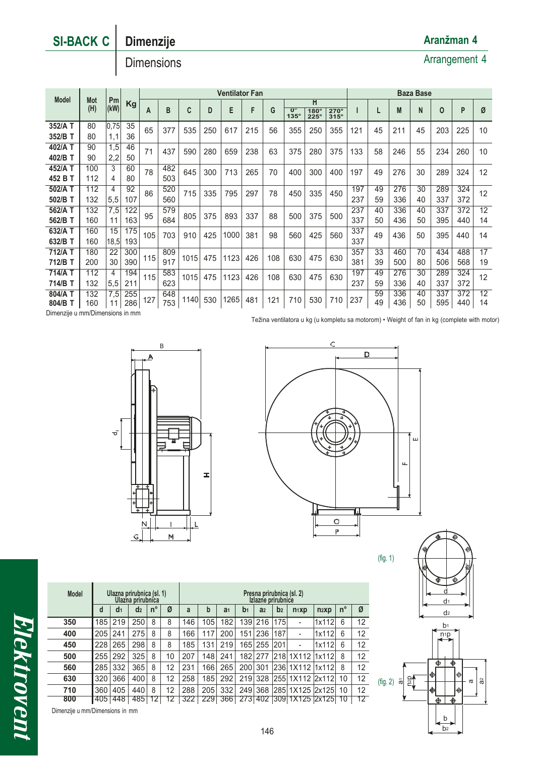# SI-BACK C | Dimenzije

## Dimensions

**Aranžman 4**

Arrangement 4

| Model | Mot (H) | Pm (kW) | Kg | Ventilator Fan | | | | | | | | | | Baza Base | | | | | | |
|---|---|---|---|---|---|---|---|---|---|---|---|---|---|---|---|---|---|---|---|---|
| | | | | A | B | C | D | E | F | G | H 0° 135° | H 180° 225° | H 270° 315° | I | L | M | N | O | P | Ø |
| 352/A T | 80 | 0,75 | 35 | 65 | 377 | 535 | 250 | 617 | 215 | 56 | 355 | 250 | 355 | 121 | 45 | 211 | 45 | 203 | 225 | 10 |
| 352/B T | 80 | 1,1 | 36 | | | | | | | | | | | | | | | | | |
| 402/A T | 90 | 1,5 | 46 | 71 | 437 | 590 | 280 | 659 | 238 | 63 | 375 | 280 | 375 | 133 | 58 | 246 | 55 | 234 | 260 | 10 |
| 402/B T | 90 | 2,2 | 50 | | | | | | | | | | | | | | | | | |
| 452/A T | 100 | 3 | 60 | 78 | 482 | 645 | 300 | 713 | 265 | 70 | 400 | 300 | 400 | 197 | 49 | 276 | 30 | 289 | 324 | 12 |
| 452 B T | 112 | 4 | 80 | | 503 | | | | | | | | | | | | | | | |
| 502/A T | 112 | 4 | 92 | 86 | 520 | 715 | 335 | 795 | 297 | 78 | 450 | 335 | 450 | 197 | 49 | 276 | 30 | 289 | 324 | 12 |
| 502/B T | 132 | 5,5 | 107 | | 560 | | | | | | | | | 237 | 59 | 336 | 40 | 337 | 372 | |
| 562/A T | 132 | 7,5 | 122 | 95 | 579 | 805 | 375 | 893 | 337 | 88 | 500 | 375 | 500 | 237 | 40 | 336 | 40 | 337 | 372 | 12 |
| 562/B T | 160 | 11 | 163 | | 684 | | | | | | | | | 337 | 50 | 436 | 50 | 395 | 440 | 14 |
| 632/A T | 160 | 15 | 175 | 105 | 703 | 910 | 425 | 1000 | 381 | 98 | 560 | 425 | 560 | 337 | 49 | 436 | 50 | 395 | 440 | 14 |
| 632/B T | 160 | 18,5 | 193 | | | | | | | | | | | 337 | | | | | | |
| 712/A T | 180 | 22 | 300 | 115 | 809 | 1015 | 475 | 1123 | 426 | 108 | 630 | 475 | 630 | 357 | 33 | 460 | 70 | 434 | 488 | 17 |
| 712/B T | 200 | 30 | 390 | | 917 | | | | | | | | | 381 | 39 | 500 | 80 | 506 | 568 | 19 |
| 714/A T | 112 | 4 | 194 | 115 | 583 | 1015 | 475 | 1123 | 426 | 108 | 630 | 475 | 630 | 197 | 49 | 276 | 30 | 289 | 324 | 12 |
| 714/B T | 132 | 5,5 | 211 | | 623 | | | | | | | | | 237 | 59 | 336 | 40 | 337 | 372 | |
| 804/A T | 132 | 7,5 | 255 | 127 | 648 | 1140 | 530 | 1265 | 481 | 121 | 710 | 530 | 710 | 237 | 59 | 336 | 40 | 337 | 372 | 12 |
| 804/B T | 160 | 11 | 286 | | 753 | | | | | | | | | | 49 | 436 | 50 | 595 | 440 | 14 |

Dimenzije u mm/Dimensions in mm

Težina ventilatora u kg (u kompletu sa motorom) • Weight of fan in kg (complete with motor)

(fig. 1)

(fig. 2)

| Model | Ulazna prirubnica (sl. 1) Ulazna prirubnica | | | | | Presna prirubnica (sl. 2) Izlazne prirubnice | | | | | | | | | |
|---|---|---|---|---|---|---|---|---|---|---|---|---|---|---|---|
| | d | $d_1$ | $d_2$ | n° | Ø | a | b | $a_1$ | $b_1$ | $a_2$ | $b_2$ | $n_1$xp | $n_2$xp | n° | Ø |
| 350 | 185 | 219 | 250 | 8 | 8 | 146 | 105 | 182 | 139 | 216 | 175 | - | 1x112 | 6 | 12 |
| 400 | 205 | 241 | 275 | 8 | 8 | 166 | 117 | 200 | 151 | 236 | 187 | - | 1x112 | 6 | 12 |
| 450 | 228 | 265 | 298 | 8 | 8 | 185 | 131 | 219 | 165 | 255 | 201 | - | 1x112 | 6 | 12 |
| 500 | 255 | 292 | 325 | 8 | 10 | 207 | 148 | 241 | 182 | 277 | 218 | 1X112 | 1x112 | 8 | 12 |
| 560 | 285 | 332 | 365 | 8 | 12 | 231 | 166 | 265 | 200 | 301 | 236 | 1X112 | 1x112 | 8 | 12 |
| 630 | 320 | 366 | 400 | 8 | 12 | 258 | 185 | 292 | 219 | 328 | 255 | 1X112 | 2x112 | 10 | 12 |
| 710 | 360 | 405 | 440 | 8 | 12 | 288 | 205 | 332 | 249 | 368 | 285 | 1X125 | 2x125 | 10 | 12 |
| 800 | 405 | 448 | 485 | 12 | 12 | 322 | 229 | 366 | 273 | 402 | 309 | 1X125 | 2x125 | 10 | 12 |

Dimenzije u mm/Dimensions in mm

*Elektrovent*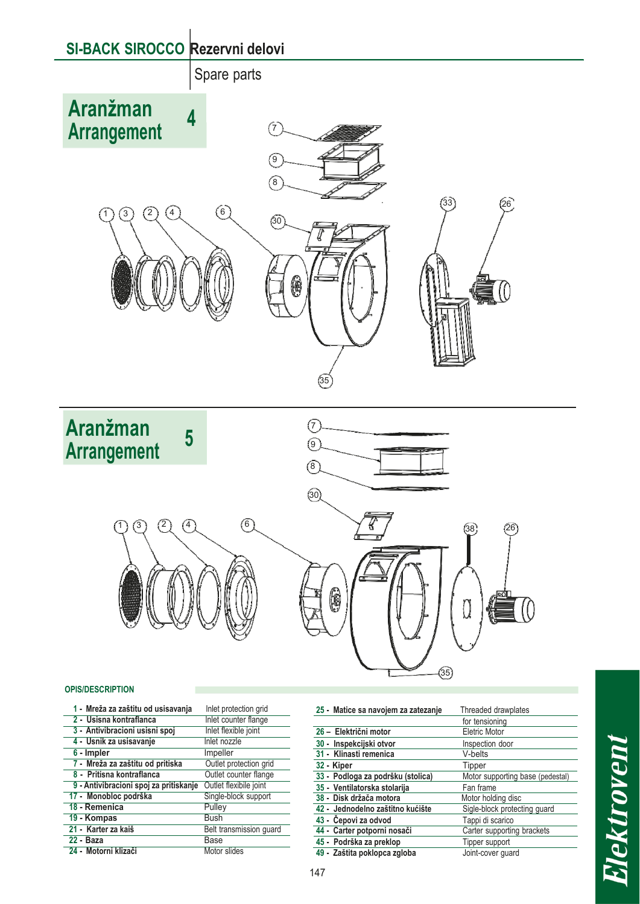# SI-BACK SIROCCO Rezervni delovi

Spare parts

## Aranžman 4 Arrangement

7
9
8
1 3 2 4 6
30
33 26
35

## Aranžman 5 Arrangement

7
9
8
30
1 3 2 4 6
38 26
35

### OPIS/DESCRIPTION

| | |
|---|---|
| 1 - Mreža za zaštitu od usisavanja | Inlet protection grid |
| 2 - Usisna kontraflanca | Inlet counter flange |
| 3 - Antivibracioni usisni spoj | Inlet flexible joint |
| 4 - Usnik za usisavanje | Inlet nozzle |
| 6 - Impler | Impeller |
| 7 - Mreža za zaštitu od pritiska | Outlet protection grid |
| 8 - Pritisna kontraflanca | Outlet counter flange |
| 9 - Antivibracioni spoj za pritiskanje | Outlet flexible joint |
| 17 - Monobloc podrška | Single-block support |
| 18 - Remenica | Pulley |
| 19 - Kompas | Bush |
| 21 - Karter za kaiš | Belt transmission guard |
| 22 - Baza | Base |
| 24 - Motorni klizači | Motor slides |
| 25 - Matice sa navojem za zatezanje | Threaded drawplates for tensioning |
| 26 – Električni motor | Eletric Motor |
| 30 - Inspekcijski otvor | Inspection door |
| 31 - Klinasti remenica | V-belts |
| 32 - Kiper | Tipper |
| 33 - Podloga za podršku (stolica) | Motor supporting base (pedestal) |
| 35 - Ventilatorska stolarija | Fan frame |
| 38 - Disk držača motora | Motor holding disc |
| 42 - Jednodelno zaštitno kućište | Sigle-block protecting guard |
| 43 - Čepovi za odvod | Tappi di scarico |
| 44 - Carter potporni nosači | Carter supporting brackets |
| 45 - Podrška za preklop | Tipper support |
| 49 - Zaštita poklopca zgloba | Joint-cover guard |

Elektrovent